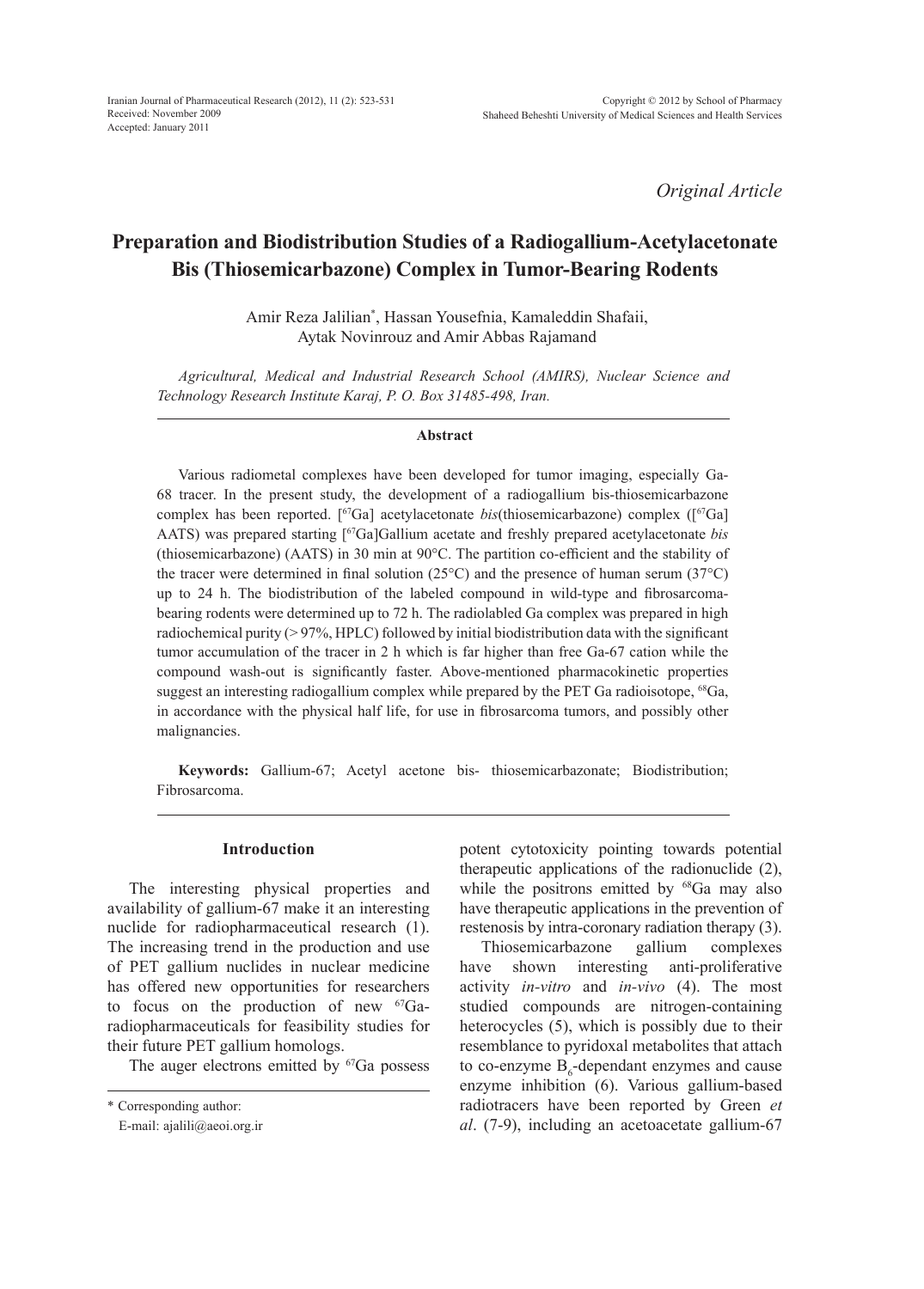*Original Article*

# Preparation and Biodistribution Studies of a Radiogallium-Acetylacetonate Bis (Thiosemicarbazone) Complex in Tumor-Bearing Rodents

Amir Reza Jalilian*, Hassan Yousefnia, Kamaleddin Shafaii, Aytak Novinrouz and Amir Abbas Rajamand

*Agricultural, Medical and Industrial Research School (AMIRS), Nuclear Science and Technology Research Institute Karaj, P. O. Box 31485-498, Iran.*

## Abstract

Various radiometal complexes have been developed for tumor imaging, especially Ga-68 tracer. In the present study, the development of a radiogallium bis-thiosemicarbazone complex has been reported. [$^{67}$Ga] acetylacetonate *bis*(thiosemicarbazone) complex ([$^{67}$Ga] AATS) was prepared starting [$^{67}$Ga]Gallium acetate and freshly prepared acetylacetonate *bis* (thiosemicarbazone) (AATS) in 30 min at 90°C. The partition co-efficient and the stability of the tracer were determined in final solution (25°C) and the presence of human serum (37°C) up to 24 h. The biodistribution of the labeled compound in wild-type and fibrosarcoma-bearing rodents were determined up to 72 h. The radiolabled Ga complex was prepared in high radiochemical purity (> 97%, HPLC) followed by initial biodistribution data with the significant tumor accumulation of the tracer in 2 h which is far higher than free Ga-67 cation while the compound wash-out is significantly faster. Above-mentioned pharmacokinetic properties suggest an interesting radiogallium complex while prepared by the PET Ga radioisotope, $^{68}$Ga, in accordance with the physical half life, for use in fibrosarcoma tumors, and possibly other malignancies.

**Keywords:** Gallium-67; Acetyl acetone bis- thiosemicarbazonate; Biodistribution; Fibrosarcoma.

## Introduction

The interesting physical properties and availability of gallium-67 make it an interesting nuclide for radiopharmaceutical research (1). The increasing trend in the production and use of PET gallium nuclides in nuclear medicine has offered new opportunities for researchers to focus on the production of new $^{67}$Ga-radiopharmaceuticals for feasibility studies for their future PET gallium homologs.

The auger electrons emitted by $^{67}$Ga possess potent cytotoxicity pointing towards potential therapeutic applications of the radionuclide (2), while the positrons emitted by $^{68}$Ga may also have therapeutic applications in the prevention of restenosis by intra-coronary radiation therapy (3).

Thiosemicarbazone gallium complexes have shown interesting anti-proliferative activity *in-vitro* and *in-vivo* (4). The most studied compounds are nitrogen-containing heterocycles (5), which is possibly due to their resemblance to pyridoxal metabolites that attach to co-enzyme $B_6$-dependant enzymes and cause enzyme inhibition (6). Various gallium-based radiotracers have been reported by Green *et al*. (7-9), including an acetoacetate gallium-67

\* Corresponding author:
E-mail: ajalili@aeoi.org.ir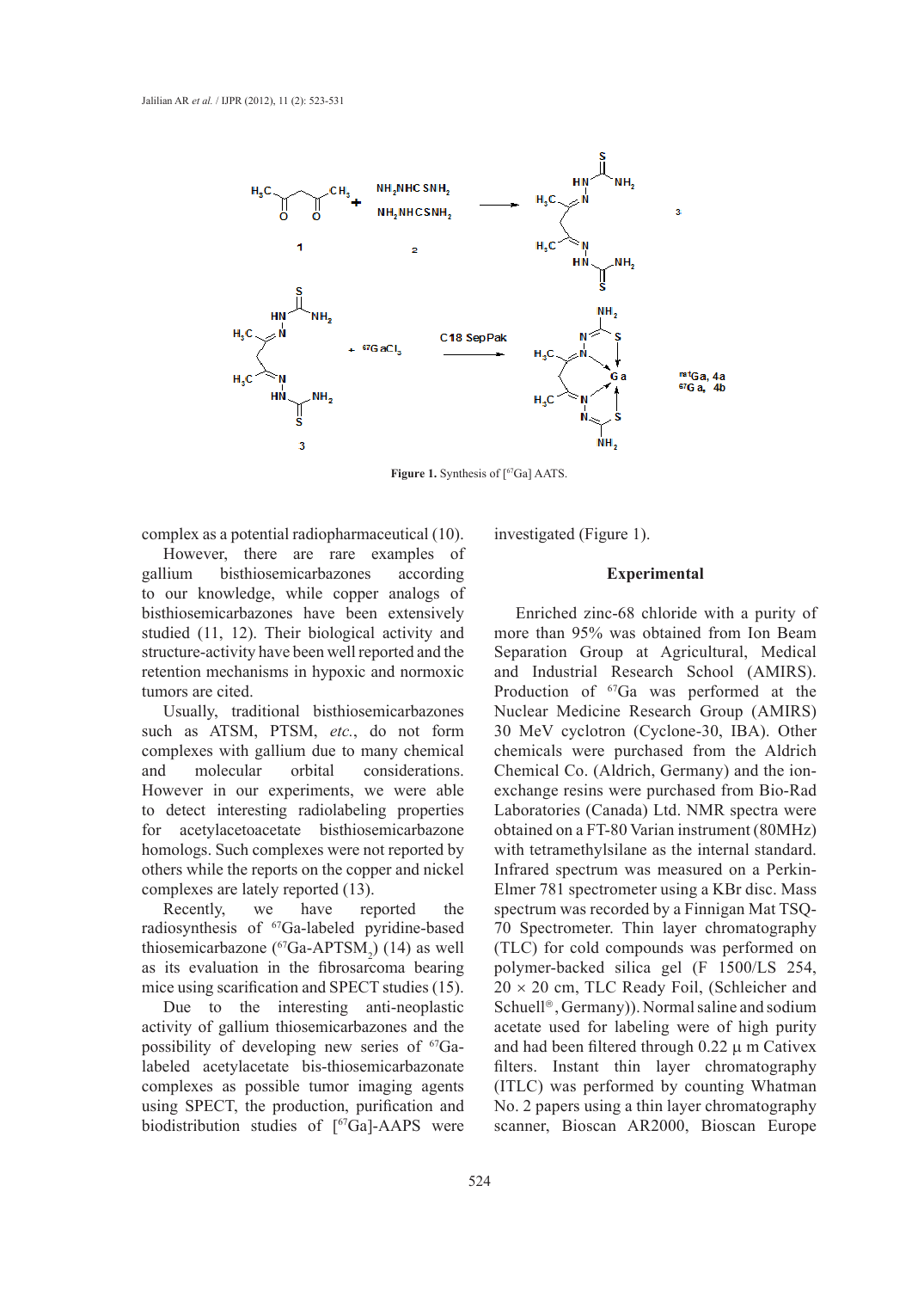Figure 1. Synthesis of [$^{67}$Ga] AATS.

complex as a potential radiopharmaceutical (10).

However, there are rare examples of gallium bisthiosemicarbazones according to our knowledge, while copper analogs of bisthiosemicarbazones have been extensively studied (11, 12). Their biological activity and structure-activity have been well reported and the retention mechanisms in hypoxic and normoxic tumors are cited.

Usually, traditional bisthiosemicarbazones such as ATSM, PTSM, *etc.*, do not form complexes with gallium due to many chemical and molecular orbital considerations. However in our experiments, we were able to detect interesting radiolabeling properties for acetylacetoacetate bisthiosemicarbazone homologs. Such complexes were not reported by others while the reports on the copper and nickel complexes are lately reported (13).

Recently, we have reported the radiosynthesis of $^{67}$Ga-labeled pyridine-based thiosemicarbazone ($^{67}$Ga-APTSM$_2$) (14) as well as its evaluation in the fibrosarcoma bearing mice using scarification and SPECT studies (15).

Due to the interesting anti-neoplastic activity of gallium thiosemicarbazones and the possibility of developing new series of $^{67}$Ga-labeled acetylacetate bis-thiosemicarbazonate complexes as possible tumor imaging agents using SPECT, the production, purification and biodistribution studies of [$^{67}$Ga]-AAPS were investigated (Figure 1).

## Experimental

Enriched zinc-68 chloride with a purity of more than 95% was obtained from Ion Beam Separation Group at Agricultural, Medical and Industrial Research School (AMIRS). Production of $^{67}$Ga was performed at the Nuclear Medicine Research Group (AMIRS) 30 MeV cyclotron (Cyclone-30, IBA). Other chemicals were purchased from the Aldrich Chemical Co. (Aldrich, Germany) and the ion-exchange resins were purchased from Bio-Rad Laboratories (Canada) Ltd. NMR spectra were obtained on a FT-80 Varian instrument (80MHz) with tetramethylsilane as the internal standard. Infrared spectrum was measured on a Perkin-Elmer 781 spectrometer using a KBr disc. Mass spectrum was recorded by a Finnigan Mat TSQ-70 Spectrometer. Thin layer chromatography (TLC) for cold compounds was performed on polymer-backed silica gel (F 1500/LS 254, 20 × 20 cm, TLC Ready Foil, (Schleicher and Schuell®, Germany)). Normal saline and sodium acetate used for labeling were of high purity and had been filtered through 0.22 μ m Cativex filters. Instant thin layer chromatography (ITLC) was performed by counting Whatman No. 2 papers using a thin layer chromatography scanner, Bioscan AR2000, Bioscan Europe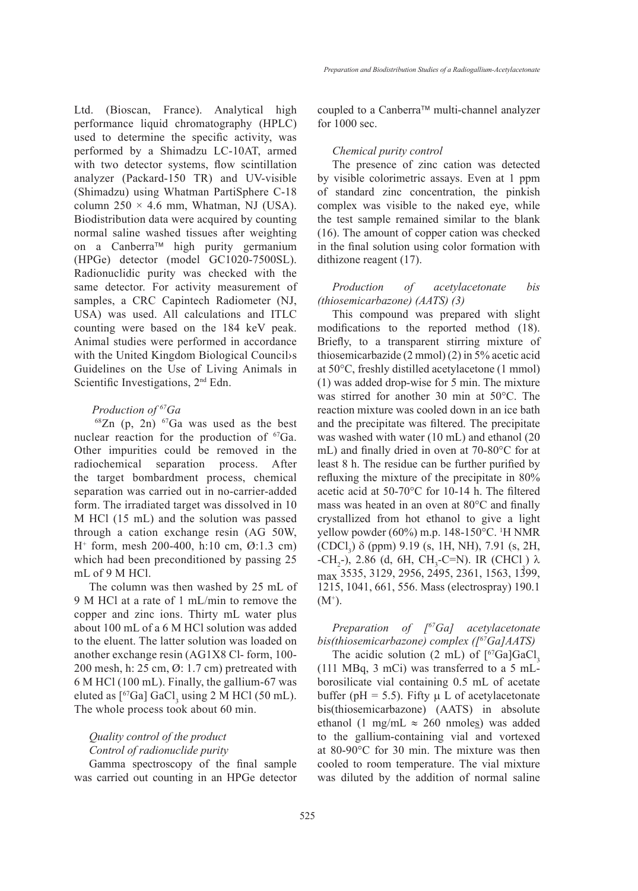Ltd. (Bioscan, France). Analytical high performance liquid chromatography (HPLC) used to determine the specific activity, was performed by a Shimadzu LC-10AT, armed with two detector systems, flow scintillation analyzer (Packard-150 TR) and UV-visible (Shimadzu) using Whatman PartiSphere C-18 column 250 × 4.6 mm, Whatman, NJ (USA). Biodistribution data were acquired by counting normal saline washed tissues after weighting on a Canberra™ high purity germanium (HPGe) detector (model GC1020-7500SL). Radionuclidic purity was checked with the same detector. For activity measurement of samples, a CRC Capintech Radiometer (NJ, USA) was used. All calculations and ITLC counting were based on the 184 keV peak. Animal studies were performed in accordance with the United Kingdom Biological Council›s Guidelines on the Use of Living Animals in Scientific Investigations, 2nd Edn.

### *Production of $^{67}Ga$*

$^{68}Zn$ (p, 2n) $^{67}Ga$ was used as the best nuclear reaction for the production of $^{67}Ga$. Other impurities could be removed in the radiochemical separation process. After the target bombardment process, chemical separation was carried out in no-carrier-added form. The irradiated target was dissolved in 10 M HCl (15 mL) and the solution was passed through a cation exchange resin (AG 50W, $H^+$ form, mesh 200-400, h:10 cm, Ø:1.3 cm) which had been preconditioned by passing 25 mL of 9 M HCl.

The column was then washed by 25 mL of 9 M HCl at a rate of 1 mL/min to remove the copper and zinc ions. Thirty mL water plus about 100 mL of a 6 M HCl solution was added to the eluent. The latter solution was loaded on another exchange resin (AG1X8 Cl- form, 100-200 mesh, h: 25 cm, Ø: 1.7 cm) pretreated with 6 M HCl (100 mL). Finally, the gallium-67 was eluted as [$^{67}Ga$] $GaCl_3$ using 2 M HCl (50 mL). The whole process took about 60 min.

### *Quality control of the product*

#### *Control of radionuclide purity*

Gamma spectroscopy of the final sample was carried out counting in an HPGe detector coupled to a Canberra™ multi-channel analyzer for 1000 sec.

#### *Chemical purity control*

The presence of zinc cation was detected by visible colorimetric assays. Even at 1 ppm of standard zinc concentration, the pinkish complex was visible to the naked eye, while the test sample remained similar to the blank (16). The amount of copper cation was checked in the final solution using color formation with dithizone reagent (17).

### *Production of acetylacetonate bis (thiosemicarbazone) (AATS) (3)*

This compound was prepared with slight modifications to the reported method (18). Briefly, to a transparent stirring mixture of thiosemicarbazide (2 mmol) (2) in 5% acetic acid at 50°C, freshly distilled acetylacetone (1 mmol) (1) was added drop-wise for 5 min. The mixture was stirred for another 30 min at 50°C. The reaction mixture was cooled down in an ice bath and the precipitate was filtered. The precipitate was washed with water (10 mL) and ethanol (20 mL) and finally dried in oven at 70-80°C for at least 8 h. The residue can be further purified by refluxing the mixture of the precipitate in 80% acetic acid at 50-70°C for 10-14 h. The filtered mass was heated in an oven at 80°C and finally crystallized from hot ethanol to give a light yellow powder (60%) m.p. 148-150°C. $^1H$ NMR ($CDCl_3$) δ (ppm) 9.19 (s, 1H, NH), 7.91 (s, 2H, $-CH_2-$), 2.86 (d, 6H, $CH_3$-C=N). IR ($CHCl_3$) $\lambda_{max}$ 3535, 3129, 2956, 2495, 2361, 1563, 1399, 1215, 1041, 661, 556. Mass (electrospray) 190.1 ($M^+$).

### *Preparation of [$^{67}Ga$] acetylacetonate bis(thiosemicarbazone) complex ([$^{67}Ga$]AATS)*

The acidic solution (2 mL) of [$^{67}Ga$]$GaCl_3$ (111 MBq, 3 mCi) was transferred to a 5 mL-borosilicate vial containing 0.5 mL of acetate buffer (pH = 5.5). Fifty µ L of acetylacetonate bis(thiosemicarbazone) (AATS) in absolute ethanol (1 mg/mL ≈ 260 nmoles) was added to the gallium-containing vial and vortexed at 80-90°C for 30 min. The mixture was then cooled to room temperature. The vial mixture was diluted by the addition of normal saline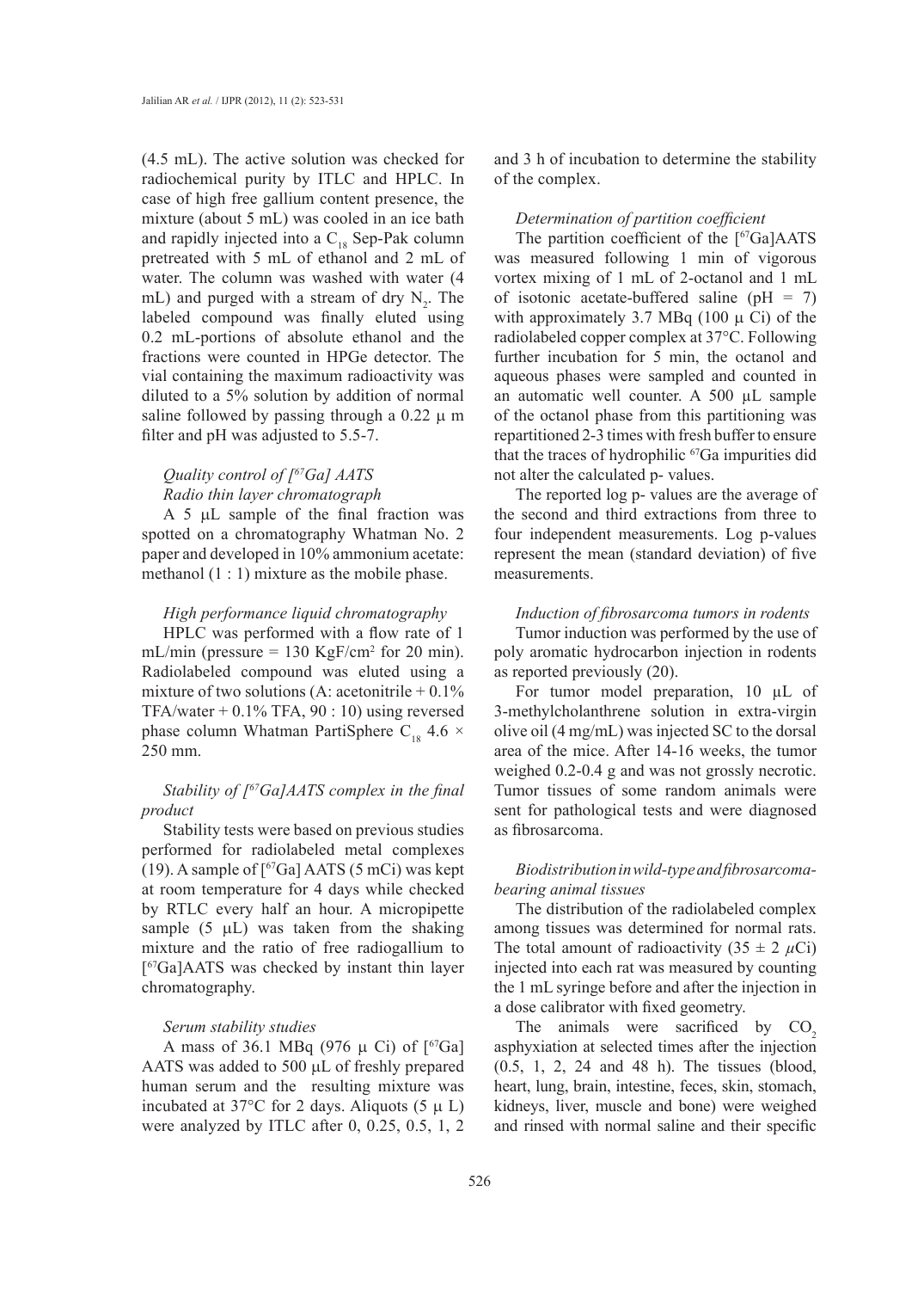(4.5 mL). The active solution was checked for radiochemical purity by ITLC and HPLC. In case of high free gallium content presence, the mixture (about 5 mL) was cooled in an ice bath and rapidly injected into a $C_{18}$ Sep-Pak column pretreated with 5 mL of ethanol and 2 mL of water. The column was washed with water (4 mL) and purged with a stream of dry $N_2$. The labeled compound was finally eluted using 0.2 mL-portions of absolute ethanol and the fractions were counted in HPGe detector. The vial containing the maximum radioactivity was diluted to a 5% solution by addition of normal saline followed by passing through a 0.22 μ m filter and pH was adjusted to 5.5-7.

### *Quality control of [$^{67}$Ga] AATS*

#### *Radio thin layer chromatograph*

A 5 μL sample of the final fraction was spotted on a chromatography Whatman No. 2 paper and developed in 10% ammonium acetate: methanol (1 : 1) mixture as the mobile phase.

#### *High performance liquid chromatography*

HPLC was performed with a flow rate of 1 mL/min (pressure = 130 KgF/cm$^2$ for 20 min). Radiolabeled compound was eluted using a mixture of two solutions (A: acetonitrile + 0.1% TFA/water + 0.1% TFA, 90 : 10) using reversed phase column Whatman PartiSphere $C_{18}$ 4.6 × 250 mm.

#### *Stability of [$^{67}$Ga]AATS complex in the final product*

Stability tests were based on previous studies performed for radiolabeled metal complexes (19). A sample of [$^{67}$Ga] AATS (5 mCi) was kept at room temperature for 4 days while checked by RTLC every half an hour. A micropipette sample (5 μL) was taken from the shaking mixture and the ratio of free radiogallium to [$^{67}$Ga]AATS was checked by instant thin layer chromatography.

#### *Serum stability studies*

A mass of 36.1 MBq (976 μ Ci) of [$^{67}$Ga] AATS was added to 500 μL of freshly prepared human serum and the resulting mixture was incubated at 37°C for 2 days. Aliquots (5 μ L) were analyzed by ITLC after 0, 0.25, 0.5, 1, 2 and 3 h of incubation to determine the stability of the complex.

#### *Determination of partition coefficient*

The partition coefficient of the [$^{67}$Ga]AATS was measured following 1 min of vigorous vortex mixing of 1 mL of 2-octanol and 1 mL of isotonic acetate-buffered saline (pH = 7) with approximately 3.7 MBq (100 μ Ci) of the radiolabeled copper complex at 37°C. Following further incubation for 5 min, the octanol and aqueous phases were sampled and counted in an automatic well counter. A 500 μL sample of the octanol phase from this partitioning was repartitioned 2-3 times with fresh buffer to ensure that the traces of hydrophilic $^{67}$Ga impurities did not alter the calculated p- values.

The reported log p- values are the average of the second and third extractions from three to four independent measurements. Log p-values represent the mean (standard deviation) of five measurements.

#### *Induction of fibrosarcoma tumors in rodents*

Tumor induction was performed by the use of poly aromatic hydrocarbon injection in rodents as reported previously (20).

For tumor model preparation, 10 μL of 3-methylcholanthrene solution in extra-virgin olive oil (4 mg/mL) was injected SC to the dorsal area of the mice. After 14-16 weeks, the tumor weighed 0.2-0.4 g and was not grossly necrotic. Tumor tissues of some random animals were sent for pathological tests and were diagnosed as fibrosarcoma.

#### *Biodistribution in wild-type and fibrosarcoma-bearing animal tissues*

The distribution of the radiolabeled complex among tissues was determined for normal rats. The total amount of radioactivity (35 ± 2 μCi) injected into each rat was measured by counting the 1 mL syringe before and after the injection in a dose calibrator with fixed geometry.

The animals were sacrificed by $CO_2$ asphyxiation at selected times after the injection (0.5, 1, 2, 24 and 48 h). The tissues (blood, heart, lung, brain, intestine, feces, skin, stomach, kidneys, liver, muscle and bone) were weighed and rinsed with normal saline and their specific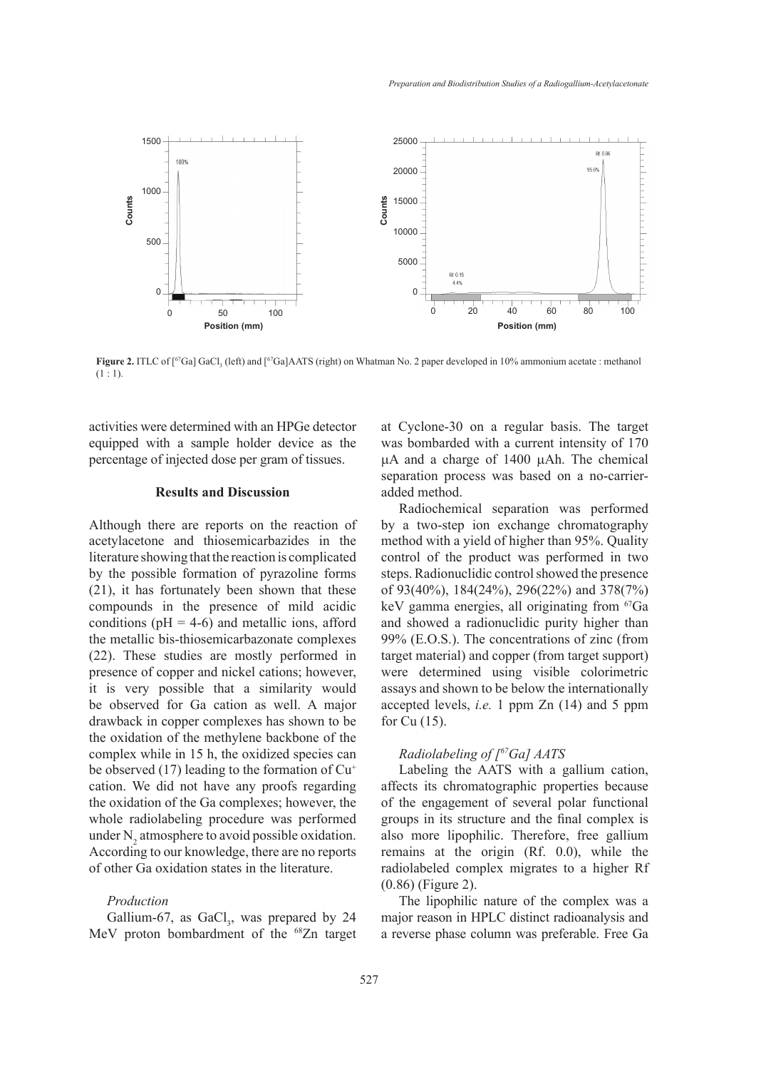**Figure 2.** ITLC of [$^{67}$Ga] $GaCl_3$ (left) and [$^{67}$Ga]AATS (right) on Whatman No. 2 paper developed in 10% ammonium acetate : methanol (1 : 1).

activities were determined with an HPGe detector equipped with a sample holder device as the percentage of injected dose per gram of tissues.

## Results and Discussion

Although there are reports on the reaction of acetylacetone and thiosemicarbazides in the literature showing that the reaction is complicated by the possible formation of pyrazoline forms (21), it has fortunately been shown that these compounds in the presence of mild acidic conditions (pH = 4-6) and metallic ions, afford the metallic bis-thiosemicarbazonate complexes (22). These studies are mostly performed in presence of copper and nickel cations; however, it is very possible that a similarity would be observed for Ga cation as well. A major drawback in copper complexes has shown to be the oxidation of the methylene backbone of the complex while in 15 h, the oxidized species can be observed (17) leading to the formation of $Cu^{+}$ cation. We did not have any proofs regarding the oxidation of the Ga complexes; however, the whole radiolabeling procedure was performed under $N_2$ atmosphere to avoid possible oxidation. According to our knowledge, there are no reports of other Ga oxidation states in the literature.

### *Production*

Gallium-67, as $GaCl_3$, was prepared by 24 MeV proton bombardment of the $^{68}$Zn target at Cyclone-30 on a regular basis. The target was bombarded with a current intensity of 170 μA and a charge of 1400 μAh. The chemical separation process was based on a no-carrier-added method.

Radiochemical separation was performed by a two-step ion exchange chromatography method with a yield of higher than 95%. Quality control of the product was performed in two steps. Radionuclidic control showed the presence of 93(40%), 184(24%), 296(22%) and 378(7%) keV gamma energies, all originating from $^{67}$Ga and showed a radionuclidic purity higher than 99% (E.O.S.). The concentrations of zinc (from target material) and copper (from target support) were determined using visible colorimetric assays and shown to be below the internationally accepted levels, *i.e.* 1 ppm Zn (14) and 5 ppm for Cu (15).

### *Radiolabeling of [$^{67}$Ga] AATS*

Labeling the AATS with a gallium cation, affects its chromatographic properties because of the engagement of several polar functional groups in its structure and the final complex is also more lipophilic. Therefore, free gallium remains at the origin (Rf. 0.0), while the radiolabeled complex migrates to a higher Rf (0.86) (Figure 2).

The lipophilic nature of the complex was a major reason in HPLC distinct radioanalysis and a reverse phase column was preferable. Free Ga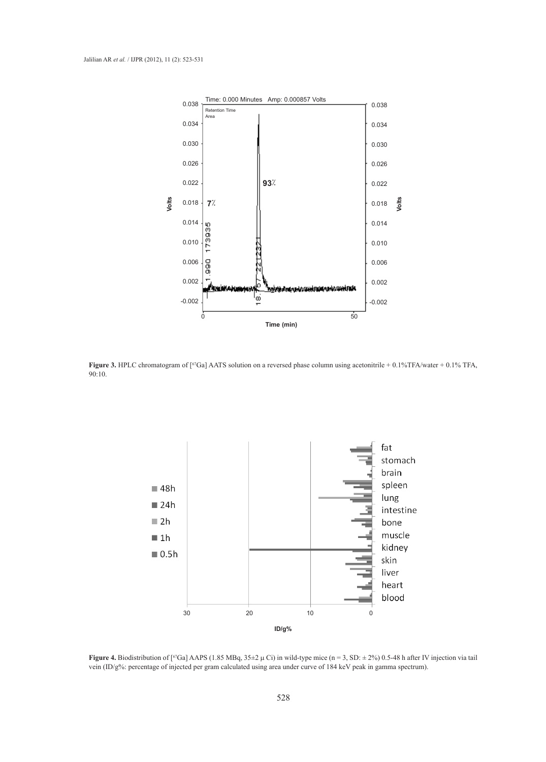**Figure 3.** HPLC chromatogram of [67Ga] AATS solution on a reversed phase column using acetonitrile + 0.1%TFA/water + 0.1% TFA, 90:10.

**Figure 4.** Biodistribution of [67Ga] AAPS (1.85 MBq, 35±2 μ Ci) in wild-type mice (n = 3, SD: ± 2%) 0.5-48 h after IV injection via tail vein (ID/g%: percentage of injected per gram calculated using area under curve of 184 keV peak in gamma spectrum).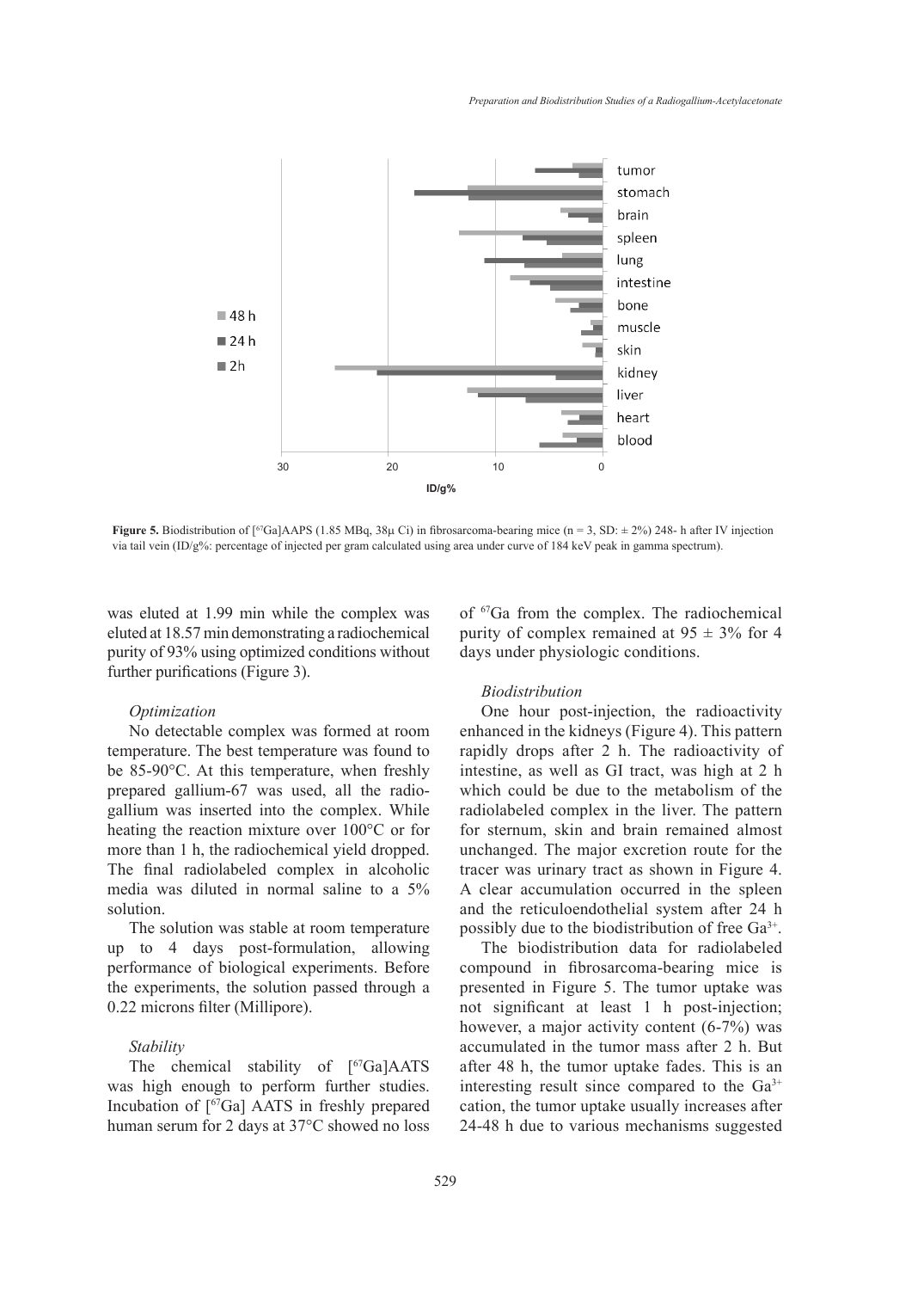**Figure 5.** Biodistribution of [$^{67}$Ga]AAPS (1.85 MBq, 38µ Ci) in fibrosarcoma-bearing mice (n = 3, SD: ± 2%) 248- h after IV injection via tail vein (ID/g%: percentage of injected per gram calculated using area under curve of 184 keV peak in gamma spectrum).

was eluted at 1.99 min while the complex was eluted at 18.57 min demonstrating a radiochemical purity of 93% using optimized conditions without further purifications (Figure 3).

### *Optimization*

No detectable complex was formed at room temperature. The best temperature was found to be 85-90°C. At this temperature, when freshly prepared gallium-67 was used, all the radiogallium was inserted into the complex. While heating the reaction mixture over 100°C or for more than 1 h, the radiochemical yield dropped. The final radiolabeled complex in alcoholic media was diluted in normal saline to a 5% solution.

The solution was stable at room temperature up to 4 days post-formulation, allowing performance of biological experiments. Before the experiments, the solution passed through a 0.22 microns filter (Millipore).

### *Stability*

The chemical stability of [$^{67}$Ga]AATS was high enough to perform further studies. Incubation of [$^{67}$Ga] AATS in freshly prepared human serum for 2 days at 37°C showed no loss of $^{67}$Ga from the complex. The radiochemical purity of complex remained at 95 ± 3% for 4 days under physiologic conditions.

### *Biodistribution*

One hour post-injection, the radioactivity enhanced in the kidneys (Figure 4). This pattern rapidly drops after 2 h. The radioactivity of intestine, as well as GI tract, was high at 2 h which could be due to the metabolism of the radiolabeled complex in the liver. The pattern for sternum, skin and brain remained almost unchanged. The major excretion route for the tracer was urinary tract as shown in Figure 4. A clear accumulation occurred in the spleen and the reticuloendothelial system after 24 h possibly due to the biodistribution of free $Ga^{3+}$.

The biodistribution data for radiolabeled compound in fibrosarcoma-bearing mice is presented in Figure 5. The tumor uptake was not significant at least 1 h post-injection; however, a major activity content (6-7%) was accumulated in the tumor mass after 2 h. But after 48 h, the tumor uptake fades. This is an interesting result since compared to the $Ga^{3+}$ cation, the tumor uptake usually increases after 24-48 h due to various mechanisms suggested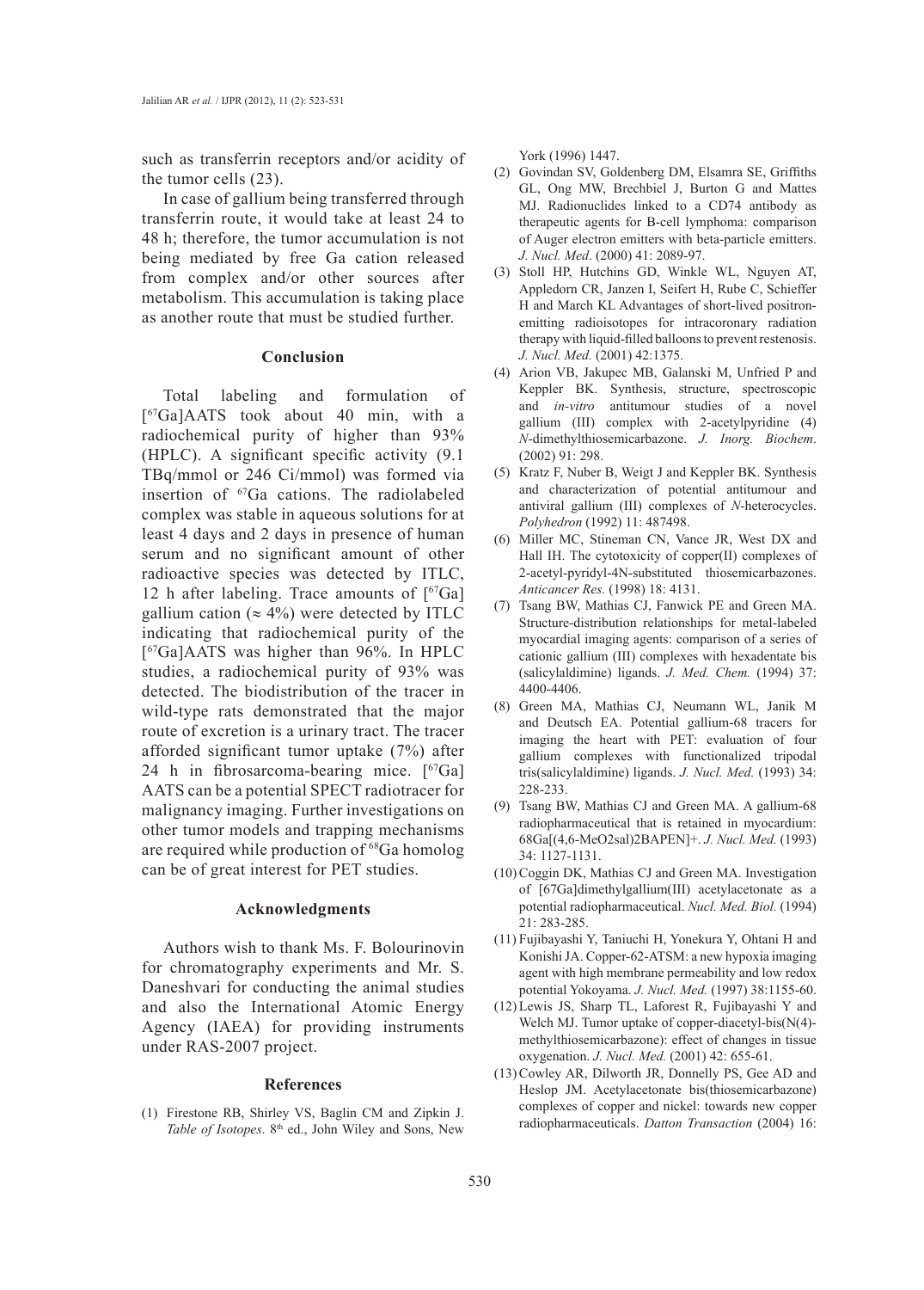such as transferrin receptors and/or acidity of the tumor cells (23).

In case of gallium being transferred through transferrin route, it would take at least 24 to 48 h; therefore, the tumor accumulation is not being mediated by free Ga cation released from complex and/or other sources after metabolism. This accumulation is taking place as another route that must be studied further.

## Conclusion

Total labeling and formulation of [$^{67}$Ga]AATS took about 40 min, with a radiochemical purity of higher than 93% (HPLC). A significant specific activity (9.1 TBq/mmol or 246 Ci/mmol) was formed via insertion of $^{67}$Ga cations. The radiolabeled complex was stable in aqueous solutions for at least 4 days and 2 days in presence of human serum and no significant amount of other radioactive species was detected by ITLC, 12 h after labeling. Trace amounts of [$^{67}$Ga] gallium cation ($\approx$ 4%) were detected by ITLC indicating that radiochemical purity of the [$^{67}$Ga]AATS was higher than 96%. In HPLC studies, a radiochemical purity of 93% was detected. The biodistribution of the tracer in wild-type rats demonstrated that the major route of excretion is a urinary tract. The tracer afforded significant tumor uptake (7%) after 24 h in fibrosarcoma-bearing mice. [$^{67}$Ga] AATS can be a potential SPECT radiotracer for malignancy imaging. Further investigations on other tumor models and trapping mechanisms are required while production of $^{68}$Ga homolog can be of great interest for PET studies.

## Acknowledgments

Authors wish to thank Ms. F. Bolourinovin for chromatography experiments and Mr. S. Daneshvari for conducting the animal studies and also the International Atomic Energy Agency (IAEA) for providing instruments under RAS-2007 project.

## References

(1) Firestone RB, Shirley VS, Baglin CM and Zipkin J. *Table of Isotopes*. 8th ed., John Wiley and Sons, New York (1996) 1447.

(2) Govindan SV, Goldenberg DM, Elsamra SE, Griffiths GL, Ong MW, Brechbiel J, Burton G and Mattes MJ. Radionuclides linked to a CD74 antibody as therapeutic agents for B-cell lymphoma: comparison of Auger electron emitters with beta-particle emitters. *J. Nucl. Med*. (2000) 41: 2089-97.

(3) Stoll HP, Hutchins GD, Winkle WL, Nguyen AT, Appledorn CR, Janzen I, Seifert H, Rube C, Schieffer H and March KL Advantages of short-lived positron-emitting radioisotopes for intracoronary radiation therapy with liquid-filled balloons to prevent restenosis. *J. Nucl. Med.* (2001) 42:1375.

(4) Arion VB, Jakupec MB, Galanski M, Unfried P and Keppler BK. Synthesis, structure, spectroscopic and *in-vitro* antitumour studies of a novel gallium (III) complex with 2-acetylpyridine (4) *N*-dimethylthiosemicarbazone. *J. Inorg. Biochem*. (2002) 91: 298.

(5) Kratz F, Nuber B, Weigt J and Keppler BK. Synthesis and characterization of potential antitumour and antiviral gallium (III) complexes of *N*-heterocycles. *Polyhedron* (1992) 11: 487498.

(6) Miller MC, Stineman CN, Vance JR, West DX and Hall IH. The cytotoxicity of copper(II) complexes of 2-acetyl-pyridyl-4N-substituted thiosemicarbazones. *Anticancer Res.* (1998) 18: 4131.

(7) Tsang BW, Mathias CJ, Fanwick PE and Green MA. Structure-distribution relationships for metal-labeled myocardial imaging agents: comparison of a series of cationic gallium (III) complexes with hexadentate bis (salicylaldimine) ligands. *J. Med. Chem.* (1994) 37: 4400-4406.

(8) Green MA, Mathias CJ, Neumann WL, Janik M and Deutsch EA. Potential gallium-68 tracers for imaging the heart with PET: evaluation of four gallium complexes with functionalized tripodal tris(salicylaldimine) ligands. *J. Nucl. Med.* (1993) 34: 228-233.

(9) Tsang BW, Mathias CJ and Green MA. A gallium-68 radiopharmaceutical that is retained in myocardium: 68Ga[(4,6-MeO2sal)2BAPEN]+. *J. Nucl. Med.* (1993) 34: 1127-1131.

(10) Coggin DK, Mathias CJ and Green MA. Investigation of [67Ga]dimethylgallium(III) acetylacetonate as a potential radiopharmaceutical. *Nucl. Med. Biol.* (1994) 21: 283-285.

(11) Fujibayashi Y, Taniuchi H, Yonekura Y, Ohtani H and Konishi JA. Copper-62-ATSM: a new hypoxia imaging agent with high membrane permeability and low redox potential Yokoyama. *J. Nucl. Med.* (1997) 38:1155-60.

(12) Lewis JS, Sharp TL, Laforest R, Fujibayashi Y and Welch MJ. Tumor uptake of copper-diacetyl-bis(N(4)-methylthiosemicarbazone): effect of changes in tissue oxygenation. *J. Nucl. Med.* (2001) 42: 655-61.

(13) Cowley AR, Dilworth JR, Donnelly PS, Gee AD and Heslop JM. Acetylacetonate bis(thiosemicarbazone) complexes of copper and nickel: towards new copper radiopharmaceuticals. *Datton Transaction* (2004) 16: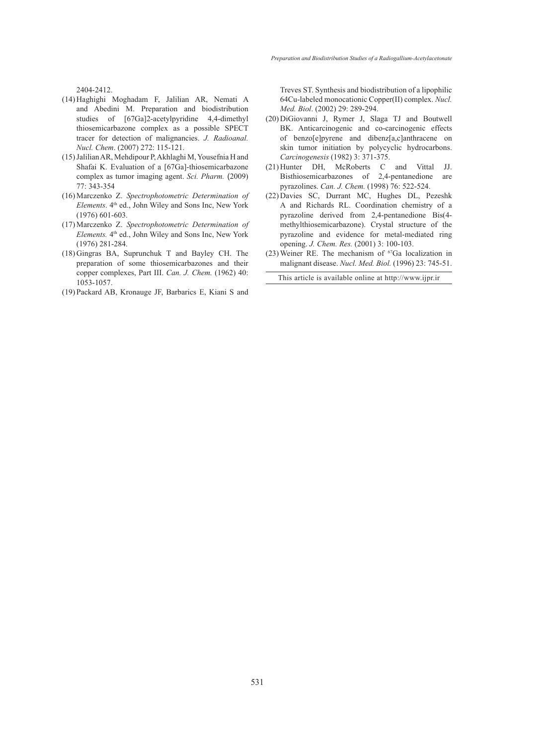2404-2412.

(14) Haghighi Moghadam F, Jalilian AR, Nemati A and Abedini M. Preparation and biodistribution studies of [67Ga]2-acetylpyridine 4,4-dimethyl thiosemicarbazone complex as a possible SPECT tracer for detection of malignancies. *J. Radioanal. Nucl. Chem*. (2007) 272: 115-121.

(15) Jalilian AR, Mehdipour P, Akhlaghi M, Yousefnia H and Shafai K. Evaluation of a [67Ga]-thiosemicarbazone complex as tumor imaging agent. *Sci. Pharm.* (2009) 77: 343-354

(16) Marczenko Z. *Spectrophotometric Determination of Elements*. 4th ed., John Wiley and Sons Inc, New York (1976) 601-603.

(17) Marczenko Z. *Spectrophotometric Determination of Elements.* 4th ed., John Wiley and Sons Inc, New York (1976) 281-284.

(18) Gingras BA, Suprunchuk T and Bayley CH. The preparation of some thiosemicarbazones and their copper complexes, Part III. *Can. J. Chem.* (1962) 40: 1053-1057.

(19) Packard AB, Kronauge JF, Barbarics E, Kiani S and Treves ST. Synthesis and biodistribution of a lipophilic 64Cu-labeled monocationic Copper(II) complex. *Nucl. Med. Biol*. (2002) 29: 289-294.

(20) DiGiovanni J, Rymer J, Slaga TJ and Boutwell BK. Anticarcinogenic and co-carcinogenic effects of benzo[e]pyrene and dibenz[a,c]anthracene on skin tumor initiation by polycyclic hydrocarbons. *Carcinogenesis* (1982) 3: 371-375.

(21) Hunter DH, McRoberts C and Vittal JJ. Bisthiosemicarbazones of 2,4-pentanedione are pyrazolines. *Can. J. Chem.* (1998) 76: 522-524.

(22) Davies SC, Durrant MC, Hughes DL, Pezeshk A and Richards RL. Coordination chemistry of a pyrazoline derived from 2,4-pentanedione Bis(4-methylthiosemicarbazone). Crystal structure of the pyrazoline and evidence for metal-mediated ring opening. *J. Chem. Res.* (2001) 3: 100-103.

(23) Weiner RE. The mechanism of $^{67}$Ga localization in malignant disease. *Nucl. Med. Biol.* (1996) 23: 745-51.

This article is available online at http://www.ijpr.ir